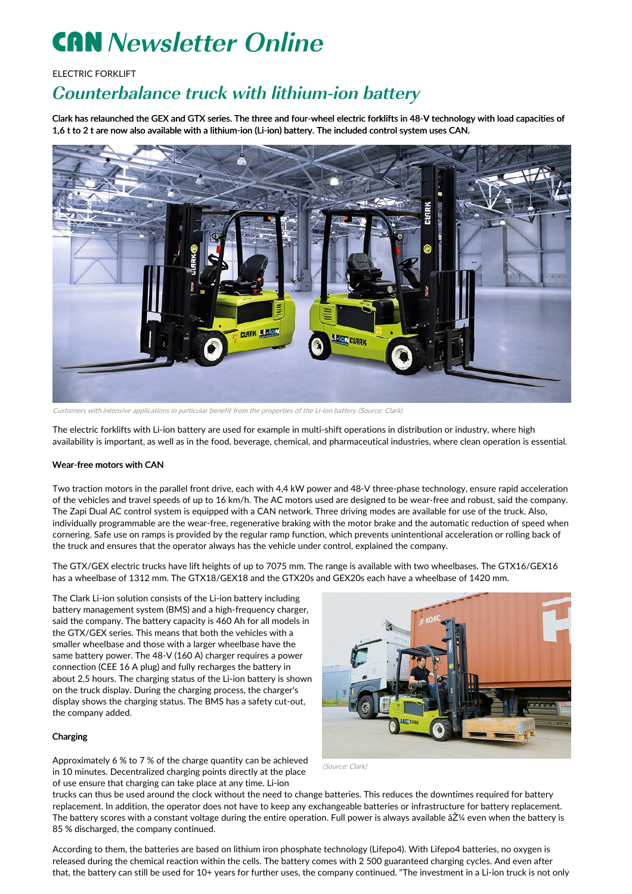# CAN Newsletter Online

ELECTRIC FORKLIFT

## *Counterbalance truck with lithium-ion battery*

**Clark has relaunched the GEX and GTX series. The three and four-wheel electric forklifts in 48-V technology with load capacities of 1,6 t to 2 t are now also available with a lithium-ion (Li-ion) battery. The included control system uses CAN.**

*Customers with intensive applications in particular benefit from the properties of the Li-ion battery (Source: Clark)*

The electric forklifts with Li-ion battery are used for example in multi-shift operations in distribution or industry, where high availability is important, as well as in the food, beverage, chemical, and pharmaceutical industries, where clean operation is essential.

#### Wear-free motors with CAN

Two traction motors in the parallel front drive, each with 4,4 kW power and 48-V three-phase technology, ensure rapid acceleration of the vehicles and travel speeds of up to 16 km/h. The AC motors used are designed to be wear-free and robust, said the company. The Zapi Dual AC control system is equipped with a CAN network. Three driving modes are available for use of the truck. Also, individually programmable are the wear-free, regenerative braking with the motor brake and the automatic reduction of speed when cornering. Safe use on ramps is provided by the regular ramp function, which prevents unintentional acceleration or rolling back of the truck and ensures that the operator always has the vehicle under control, explained the company.

The GTX/GEX electric trucks have lift heights of up to 7075 mm. The range is available with two wheelbases. The GTX16/GEX16 has a wheelbase of 1312 mm. The GTX18/GEX18 and the GTX20s and GEX20s each have a wheelbase of 1420 mm.

The Clark Li-ion solution consists of the Li-ion battery including battery management system (BMS) and a high-frequency charger, said the company. The battery capacity is 460 Ah for all models in the GTX/GEX series. This means that both the vehicles with a smaller wheelbase and those with a larger wheelbase have the same battery power. The 48-V (160 A) charger requires a power connection (CEE 16 A plug) and fully recharges the battery in about 2,5 hours. The charging status of the Li-ion battery is shown on the truck display. During the charging process, the charger's display shows the charging status. The BMS has a safety cut-out, the company added.

*(Source: Clark)*

#### Charging

Approximately 6 % to 7 % of the charge quantity can be achieved in 10 minutes. Decentralized charging points directly at the place of use ensure that charging can take place at any time. Li-ion trucks can thus be used around the clock without the need to change batteries. This reduces the downtimes required for battery replacement. In addition, the operator does not have to keep any exchangeable batteries or infrastructure for battery replacement. The battery scores with a constant voltage during the entire operation. Full power is always available âŽ¼ even when the battery is 85 % discharged, the company continued.

According to them, the batteries are based on lithium iron phosphate technology (Lifepo4). With Lifepo4 batteries, no oxygen is released during the chemical reaction within the cells. The battery comes with 2 500 guaranteed charging cycles. And even after that, the battery can still be used for 10+ years for further uses, the company continued. "The investment in a Li-ion truck is not only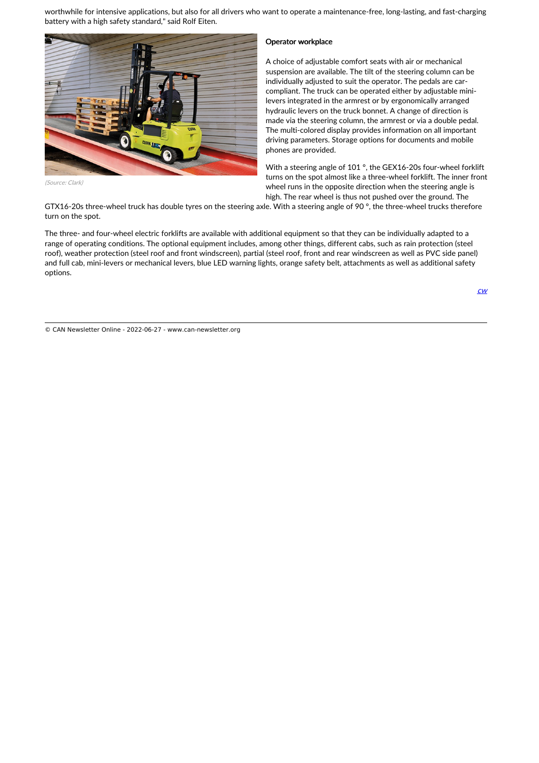worthwhile for intensive applications, but also for all drivers who want to operate a maintenance-free, long-lasting, and fast-charging battery with a high safety standard," said Rolf Eiten.

*(Source: Clark)*

**Operator workplace**

A choice of adjustable comfort seats with air or mechanical suspension are available. The tilt of the steering column can be individually adjusted to suit the operator. The pedals are car-compliant. The truck can be operated either by adjustable mini-levers integrated in the armrest or by ergonomically arranged hydraulic levers on the truck bonnet. A change of direction is made via the steering column, the armrest or via a double pedal. The multi-colored display provides information on all important driving parameters. Storage options for documents and mobile phones are provided.

With a steering angle of 101 °, the GEX16-20s four-wheel forklift turns on the spot almost like a three-wheel forklift. The inner front wheel runs in the opposite direction when the steering angle is high. The rear wheel is thus not pushed over the ground. The GTX16-20s three-wheel truck has double tyres on the steering axle. With a steering angle of 90 °, the three-wheel trucks therefore turn on the spot.

The three- and four-wheel electric forklifts are available with additional equipment so that they can be individually adapted to a range of operating conditions. The optional equipment includes, among other things, different cabs, such as rain protection (steel roof), weather protection (steel roof and front windscreen), partial (steel roof, front and rear windscreen as well as PVC side panel) and full cab, mini-levers or mechanical levers, blue LED warning lights, orange safety belt, attachments as well as additional safety options.

*cw*

© CAN Newsletter Online - 2022-06-27 - www.can-newsletter.org